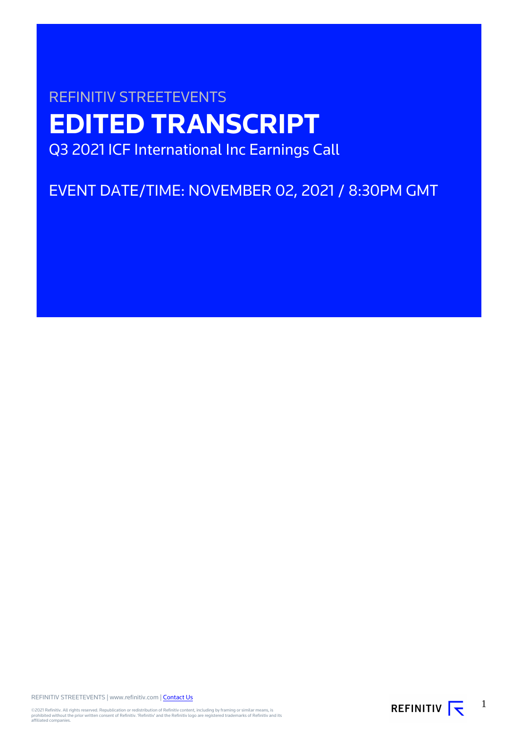REFINITIV STREETEVENTS

# EDITED TRANSCRIPT

Q3 2021 ICF International Inc Earnings Call

EVENT DATE/TIME: NOVEMBER 02, 2021 / 8:30PM GMT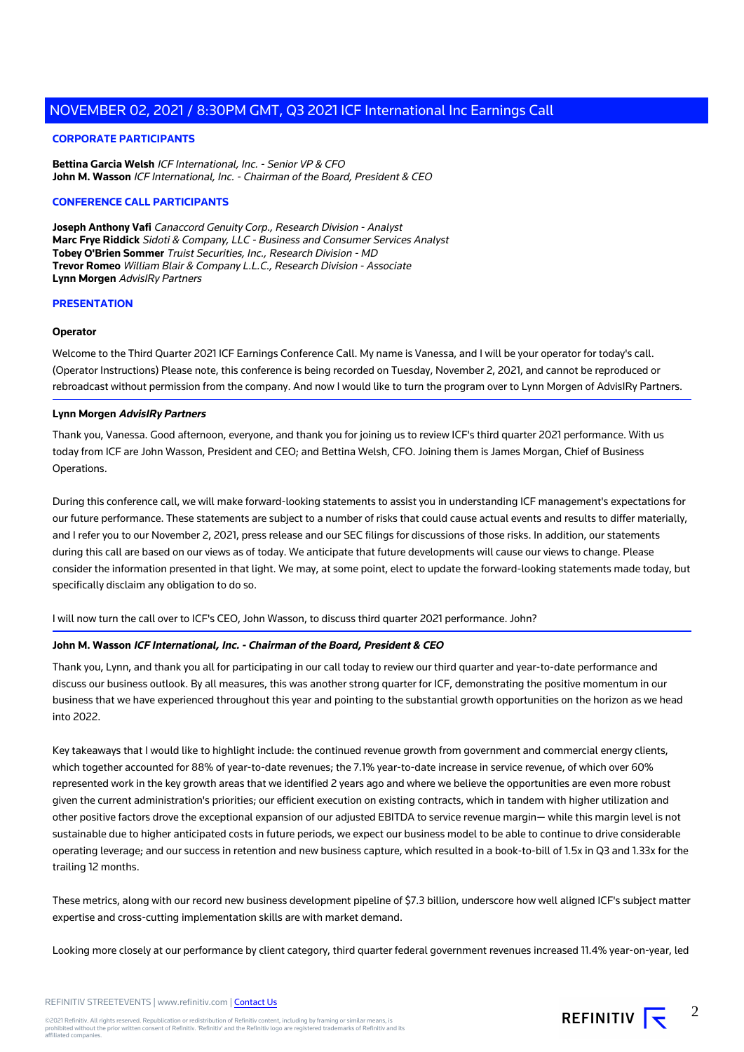## CORPORATE PARTICIPANTS

**Bettina Garcia Welsh** *ICF International, Inc. - Senior VP & CFO*
**John M. Wasson** *ICF International, Inc. - Chairman of the Board, President & CEO*

## CONFERENCE CALL PARTICIPANTS

**Joseph Anthony Vafi** *Canaccord Genuity Corp., Research Division - Analyst*
**Marc Frye Riddick** *Sidoti & Company, LLC - Business and Consumer Serves Analyst*
**Tobey O'Brien Sommer** *Truist Securities, Inc., Research Division - MD*
**Trevor Romeo** *William Blair & Company L.L.C., Research Division - Associate*
**Lynn Morgen** *AdvisIRy Partners*

## PRESENTATION

**Operator**

Welcome to the Third Quarter 2021 ICF Earnings Conference Call. My name is Vanessa, and I will be your operator for today's call. (Operator Instructions) Please note, this conference is being recorded on Tuesday, November 2, 2021, and cannot be reproduced or rebroadcast without permission from the company. And now I would like to turn the program over to Lynn Morgen of AdvisIRy Partners.

**Lynn Morgen** ***AdvisIRy Partners***

Thank you, Vanessa. Good afternoon, everyone, and thank you for joining us to review ICF's third quarter 2021 performance. With us today from ICF are John Wasson, President and CEO; and Bettina Welsh, CFO. Joining them is James Morgan, Chief of Business Operations.

During this conference call, we will make forward-looking statements to assist you in understanding ICF management's expectations for our future performance. These statements are subject to a number of risks that could cause actual events and results to differ materially, and I refer you to our November 2, 2021, press release and our SEC filings for discussions of those risks. In addition, our statements during this call are based on our views as of today. We anticipate that future developments will cause our views to change. Please consider the information presented in that light. We may, at some point, elect to update the forward-looking statements made today, but specifically disclaim any obligation to do so.

I will now turn the call over to ICF's CEO, John Wasson, to discuss third quarter 2021 performance. John?

**John M. Wasson** ***ICF International, Inc. - Chairman of the Board, President & CEO***

Thank you, Lynn, and thank you all for participating in our call today to review our third quarter and year-to-date performance and discuss our business outlook. By all measures, this was another strong quarter for ICF, demonstrating the positive momentum in our business that we have experienced throughout this year and pointing to the substantial growth opportunities on the horizon as we head into 2022.

Key takeaways that I would like to highlight include: the continued revenue growth from government and commercial energy clients, which together accounted for 88% of year-to-date revenues; the 7.1% year-to-date increase in service revenue, of which over 60% represented work in the key growth areas that we identified 2 years ago and where we believe the opportunities are even more robust given the current administration's priorities; our efficient execution on existing contracts, which in tandem with higher utilization and other positive factors drove the exceptional expansion of our adjusted EBITDA to service revenue margin— while this margin level is not sustainable due to higher anticipated costs in future periods, we expect our business model to be able to continue to drive considerable operating leverage; and our success in retention and new business capture, which resulted in a book-to-bill of 1.5x in Q3 and 1.33x for the trailing 12 months.

These metrics, along with our record new business development pipeline of $7.3 billion, underscore how well aligned ICF's subject matter expertise and cross-cutting implementation skills are with market demand.

Looking more closely at our performance by client category, third quarter federal government revenues increased 11.4% year-on-year, led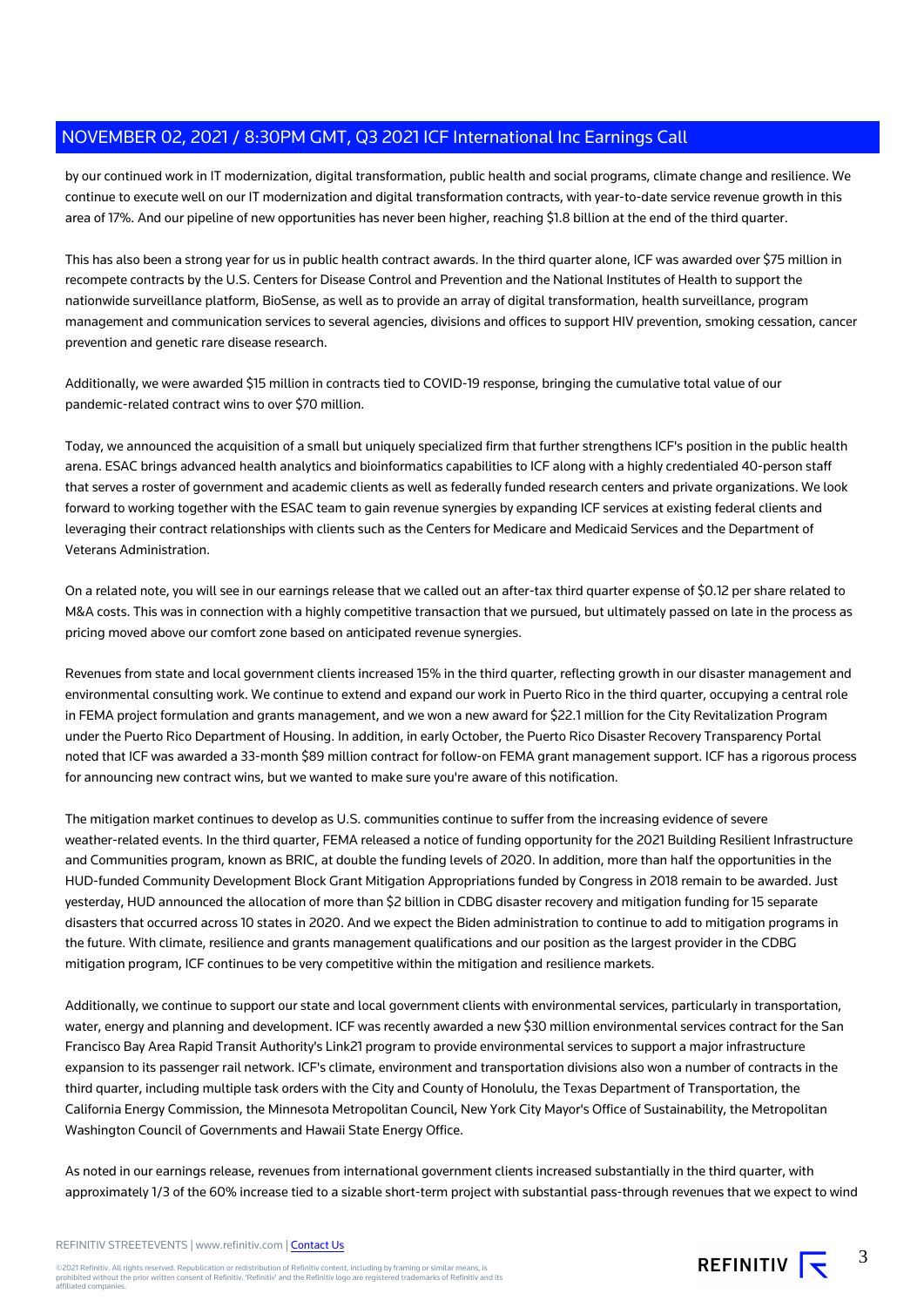by our continued work in IT modernization, digital transformation, public health and social programs, climate change and resilience. We continue to execute well on our IT modernization and digital transformation contracts, with year-to-date service revenue growth in this area of 17%. And our pipeline of new opportunities has never been higher, reaching $1.8 billion at the end of the third quarter.

This has also been a strong year for us in public health contract awards. In the third quarter alone, ICF was awarded over $75 million in recompete contracts by the U.S. Centers for Disease Control and Prevention and the National Institutes of Health to support the nationwide surveillance platform, BioSense, as well as to provide an array of digital transformation, health surveillance, program management and communication services to several agencies, divisions and offices to support HIV prevention, smoking cessation, cancer prevention and genetic rare disease research.

Additionally, we were awarded $15 million in contracts tied to COVID-19 response, bringing the cumulative total value of our pandemic-related contract wins to over $70 million.

Today, we announced the acquisition of a small but uniquely specialized firm that further strengthens ICF's position in the public health arena. ESAC brings advanced health analytics and bioinformatics capabilities to ICF along with a highly credentialed 40-person staff that serves a roster of government and academic clients as well as federally funded research centers and private organizations. We look forward to working together with the ESAC team to gain revenue synergies by expanding ICF services at existing federal clients and leveraging their contract relationships with clients such as the Centers for Medicare and Medicaid Services and the Department of Veterans Administration.

On a related note, you will see in our earnings release that we called out an after-tax third quarter expense of $0.12 per share related to M&A costs. This was in connection with a highly competitive transaction that we pursued, but ultimately passed on late in the process as pricing moved above our comfort zone based on anticipated revenue synergies.

Revenues from state and local government clients increased 15% in the third quarter, reflecting growth in our disaster management and environmental consulting work. We continue to extend and expand our work in Puerto Rico in the third quarter, occupying a central role in FEMA project formulation and grants management, and we won a new award for $22.1 million for the City Revitalization Program under the Puerto Rico Department of Housing. In addition, in early October, the Puerto Rico Disaster Recovery Transparency Portal noted that ICF was awarded a 33-month $89 million contract for follow-on FEMA grant management support. ICF has a rigorous process for announcing new contract wins, but we wanted to make sure you're aware of this notification.

The mitigation market continues to develop as U.S. communities continue to suffer from the increasing evidence of severe weather-related events. In the third quarter, FEMA released a notice of funding opportunity for the 2021 Building Resilient Infrastructure and Communities program, known as BRIC, at double the funding levels of 2020. In addition, more than half the opportunities in the HUD-funded Community Development Block Grant Mitigation Appropriations funded by Congress in 2018 remain to be awarded. Just yesterday, HUD announced the allocation of more than $2 billion in CDBG disaster recovery and mitigation funding for 15 separate disasters that occurred across 10 states in 2020. And we expect the Biden administration to continue to add to mitigation programs in the future. With climate, resilience and grants management qualifications and our position as the largest provider in the CDBG mitigation program, ICF continues to be very competitive within the mitigation and resilience markets.

Additionally, we continue to support our state and local government clients with environmental services, particularly in transportation, water, energy and planning and development. ICF was recently awarded a new $30 million environmental services contract for the San Francisco Bay Area Rapid Transit Authority's Link21 program to provide environmental services to support a major infrastructure expansion to its passenger rail network. ICF's climate, environment and transportation divisions also won a number of contracts in the third quarter, including multiple task orders with the City and County of Honolulu, the Texas Department of Transportation, the California Energy Commission, the Minnesota Metropolitan Council, New York City Mayor's Office of Sustainability, the Metropolitan Washington Council of Governments and Hawaii State Energy Office.

As noted in our earnings release, revenues from international government clients increased substantially in the third quarter, with approximately 1/3 of the 60% increase tied to a sizable short-term project with substantial pass-through revenues that we expect to wind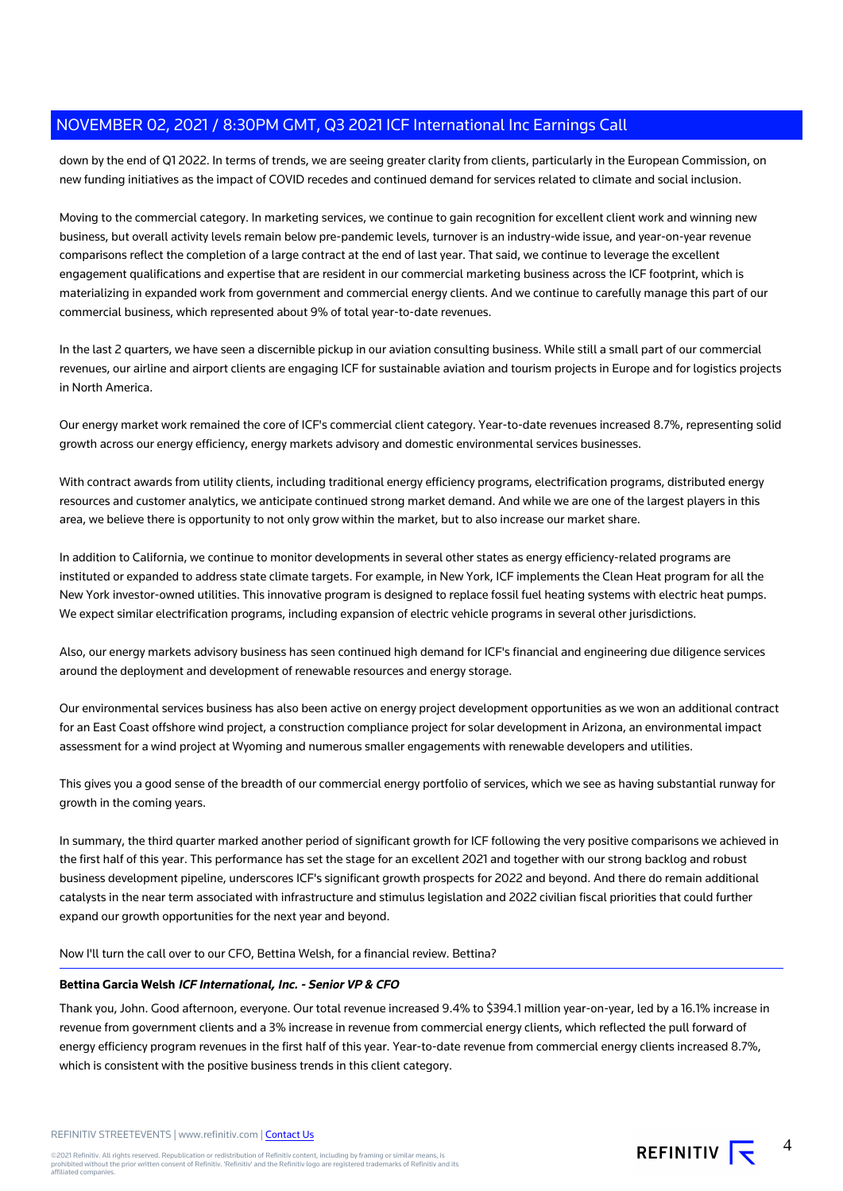down by the end of Q1 2022. In terms of trends, we are seeing greater clarity from clients, particularly in the European Commission, on new funding initiatives as the impact of COVID recedes and continued demand for services related to climate and social inclusion.

Moving to the commercial category. In marketing services, we continue to gain recognition for excellent client work and winning new business, but overall activity levels remain below pre-pandemic levels, turnover is an industry-wide issue, and year-on-year revenue comparisons reflect the completion of a large contract at the end of last year. That said, we continue to leverage the excellent engagement qualifications and expertise that are resident in our commercial marketing business across the ICF footprint, which is materializing in expanded work from government and commercial energy clients. And we continue to carefully manage this part of our commercial business, which represented about 9% of total year-to-date revenues.

In the last 2 quarters, we have seen a discernible pickup in our aviation consulting business. While still a small part of our commercial revenues, our airline and airport clients are engaging ICF for sustainable aviation and tourism projects in Europe and for logistics projects in North America.

Our energy market work remained the core of ICF's commercial client category. Year-to-date revenues increased 8.7%, representing solid growth across our energy efficiency, energy markets advisory and domestic environmental services businesses.

With contract awards from utility clients, including traditional energy efficiency programs, electrification programs, distributed energy resources and customer analytics, we anticipate continued strong market demand. And while we are one of the largest players in this area, we believe there is opportunity to not only grow within the market, but to also increase our market share.

In addition to California, we continue to monitor developments in several other states as energy efficiency-related programs are instituted or expanded to address state climate targets. For example, in New York, ICF implements the Clean Heat program for all the New York investor-owned utilities. This innovative program is designed to replace fossil fuel heating systems with electric heat pumps. We expect similar electrification programs, including expansion of electric vehicle programs in several other jurisdictions.

Also, our energy markets advisory business has seen continued high demand for ICF's financial and engineering due diligence services around the deployment and development of renewable resources and energy storage.

Our environmental services business has also been active on energy project development opportunities as we won an additional contract for an East Coast offshore wind project, a construction compliance project for solar development in Arizona, an environmental impact assessment for a wind project at Wyoming and numerous smaller engagements with renewable developers and utilities.

This gives you a good sense of the breadth of our commercial energy portfolio of services, which we see as having substantial runway for growth in the coming years.

In summary, the third quarter marked another period of significant growth for ICF following the very positive comparisons we achieved in the first half of this year. This performance has set the stage for an excellent 2021 and together with our strong backlog and robust business development pipeline, underscores ICF's significant growth prospects for 2022 and beyond. And there do remain additional catalysts in the near term associated with infrastructure and stimulus legislation and 2022 civilian fiscal priorities that could further expand our growth opportunities for the next year and beyond.

Now I'll turn the call over to our CFO, Bettina Welsh, for a financial review. Bettina?

---

**Bettina Garcia Welsh** ***ICF International, Inc. - Senior VP & CFO***

Thank you, John. Good afternoon, everyone. Our total revenue increased 9.4% to $394.1 million year-on-year, led by a 16.1% increase in revenue from government clients and a 3% increase in revenue from commercial energy clients, which reflected the pull forward of energy efficiency program revenues in the first half of this year. Year-to-date revenue from commercial energy clients increased 8.7%, which is consistent with the positive business trends in this client category.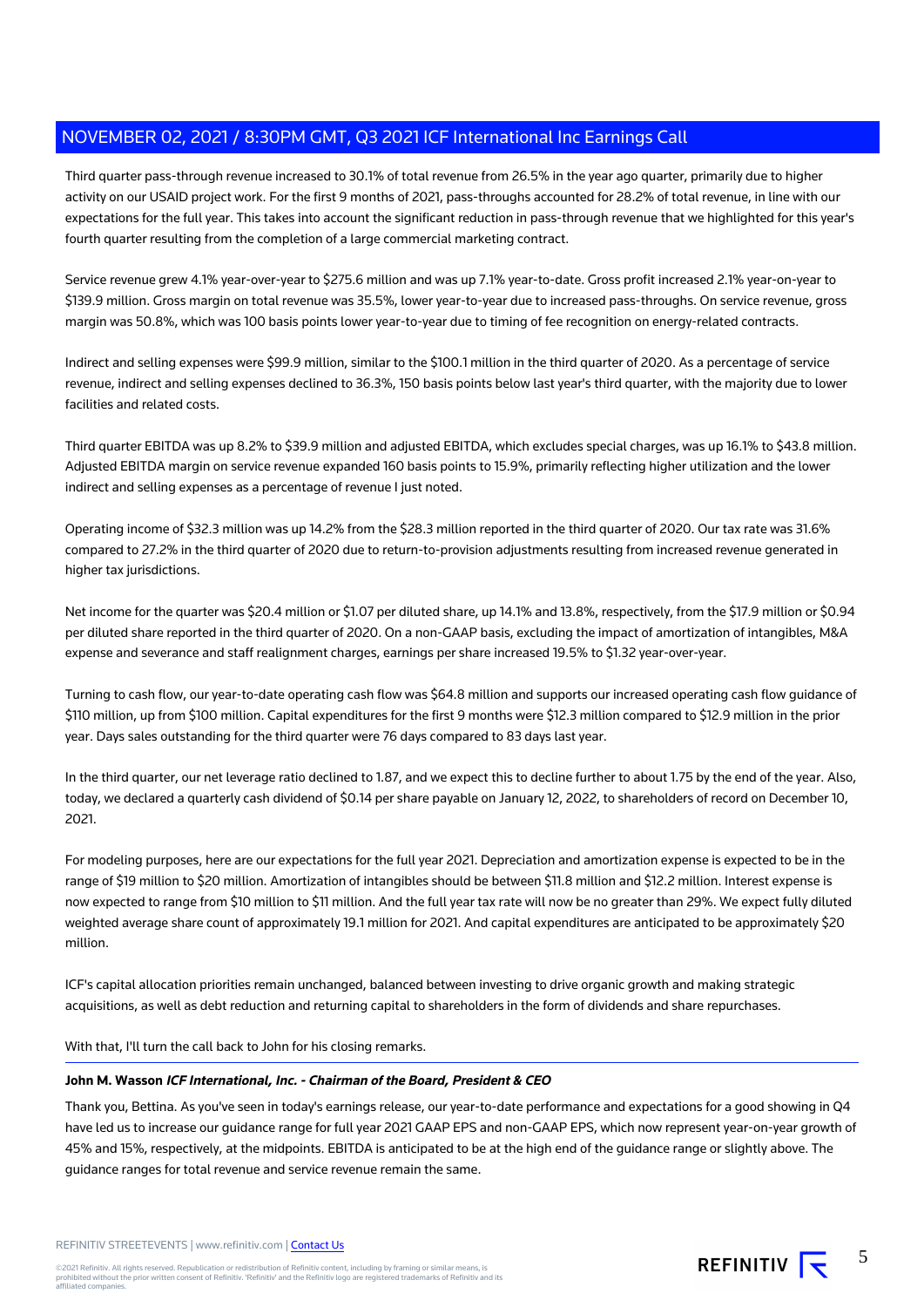Third quarter pass-through revenue increased to 30.1% of total revenue from 26.5% in the year ago quarter, primarily due to higher activity on our USAID project work. For the first 9 months of 2021, pass-throughs accounted for 28.2% of total revenue, in line with our expectations for the full year. This takes into account the significant reduction in pass-through revenue that we highlighted for this year's fourth quarter resulting from the completion of a large commercial marketing contract.

Service revenue grew 4.1% year-over-year to $275.6 million and was up 7.1% year-to-date. Gross profit increased 2.1% year-on-year to $139.9 million. Gross margin on total revenue was 35.5%, lower year-to-year due to increased pass-throughs. On service revenue, gross margin was 50.8%, which was 100 basis points lower year-to-year due to timing of fee recognition on energy-related contracts.

Indirect and selling expenses were $99.9 million, similar to the $100.1 million in the third quarter of 2020. As a percentage of service revenue, indirect and selling expenses declined to 36.3%, 150 basis points below last year's third quarter, with the majority due to lower facilities and related costs.

Third quarter EBITDA was up 8.2% to $39.9 million and adjusted EBITDA, which excludes special charges, was up 16.1% to $43.8 million. Adjusted EBITDA margin on service revenue expanded 160 basis points to 15.9%, primarily reflecting higher utilization and the lower indirect and selling expenses as a percentage of revenue I just noted.

Operating income of $32.3 million was up 14.2% from the $28.3 million reported in the third quarter of 2020. Our tax rate was 31.6% compared to 27.2% in the third quarter of 2020 due to return-to-provision adjustments resulting from increased revenue generated in higher tax jurisdictions.

Net income for the quarter was $20.4 million or $1.07 per diluted share, up 14.1% and 13.8%, respectively, from the $17.9 million or $0.94 per diluted share reported in the third quarter of 2020. On a non-GAAP basis, excluding the impact of amortization of intangibles, M&A expense and severance and staff realignment charges, earnings per share increased 19.5% to $1.32 year-over-year.

Turning to cash flow, our year-to-date operating cash flow was $64.8 million and supports our increased operating cash flow guidance of $110 million, up from $100 million. Capital expenditures for the first 9 months were $12.3 million compared to $12.9 million in the prior year. Days sales outstanding for the third quarter were 76 days compared to 83 days last year.

In the third quarter, our net leverage ratio declined to 1.87, and we expect this to decline further to about 1.75 by the end of the year. Also, today, we declared a quarterly cash dividend of $0.14 per share payable on January 12, 2022, to shareholders of record on December 10, 2021.

For modeling purposes, here are our expectations for the full year 2021. Depreciation and amortization expense is expected to be in the range of $19 million to $20 million. Amortization of intangibles should be between $11.8 million and $12.2 million. Interest expense is now expected to range from $10 million to $11 million. And the full year tax rate will now be no greater than 29%. We expect fully diluted weighted average share count of approximately 19.1 million for 2021. And capital expenditures are anticipated to be approximately $20 million.

ICF's capital allocation priorities remain unchanged, balanced between investing to drive organic growth and making strategic acquisitions, as well as debt reduction and returning capital to shareholders in the form of dividends and share repurchases.

With that, I'll turn the call back to John for his closing remarks.

---

**John M. Wasson** ***ICF International, Inc. - Chairman of the Board, President & CEO***

Thank you, Bettina. As you've seen in today's earnings release, our year-to-date performance and expectations for a good showing in Q4 have led us to increase our guidance range for full year 2021 GAAP EPS and non-GAAP EPS, which now represent year-on-year growth of 45% and 15%, respectively, at the midpoints. EBITDA is anticipated to be at the high end of the guidance range or slightly above. The guidance ranges for total revenue and service revenue remain the same.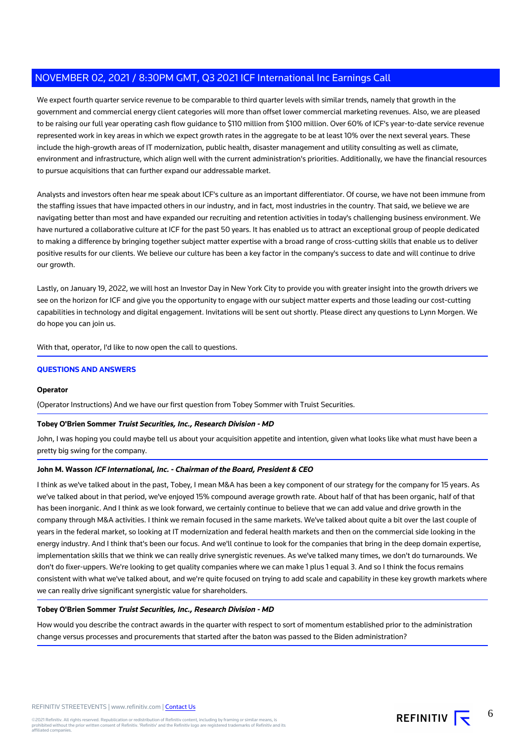We expect fourth quarter service revenue to be comparable to third quarter levels with similar trends, namely that growth in the government and commercial energy client categories will more than offset lower commercial marketing revenues. Also, we are pleased to be raising our full year operating cash flow guidance to $110 million from $100 million. Over 60% of ICF's year-to-date service revenue represented work in key areas in which we expect growth rates in the aggregate to be at least 10% over the next several years. These include the high-growth areas of IT modernization, public health, disaster management and utility consulting as well as climate, environment and infrastructure, which align well with the current administration's priorities. Additionally, we have the financial resources to pursue acquisitions that can further expand our addressable market.

Analysts and investors often hear me speak about ICF's culture as an important differentiator. Of course, we have not been immune from the staffing issues that have impacted others in our industry, and in fact, most industries in the country. That said, we believe we are navigating better than most and have expanded our recruiting and retention activities in today's challenging business environment. We have nurtured a collaborative culture at ICF for the past 50 years. It has enabled us to attract an exceptional group of people dedicated to making a difference by bringing together subject matter expertise with a broad range of cross-cutting skills that enable us to deliver positive results for our clients. We believe our culture has been a key factor in the company's success to date and will continue to drive our growth.

Lastly, on January 19, 2022, we will host an Investor Day in New York City to provide you with greater insight into the growth drivers we see on the horizon for ICF and give you the opportunity to engage with our subject matter experts and those leading our cost-cutting capabilities in technology and digital engagement. Invitations will be sent out shortly. Please direct any questions to Lynn Morgen. We do hope you can join us.

With that, operator, I'd like to now open the call to questions.

## QUESTIONS AND ANSWERS

**Operator**

(Operator Instructions) And we have our first question from Tobey Sommer with Truist Securities.

**Tobey O'Brien Sommer** ***Truist Securities, Inc., Research Division - MD***

John, I was hoping you could maybe tell us about your acquisition appetite and intention, given what looks like what must have been a pretty big swing for the company.

**John M. Wasson** ***ICF International, Inc. - Chairman of the Board, President & CEO***

I think as we've talked about in the past, Tobey, I mean M&A has been a key component of our strategy for the company for 15 years. As we've talked about in that period, we've enjoyed 15% compound average growth rate. About half of that has been organic, half of that has been inorganic. And I think as we look forward, we certainly continue to believe that we can add value and drive growth in the company through M&A activities. I think we remain focused in the same markets. We've talked about quite a bit over the last couple of years in the federal market, so looking at IT modernization and federal health markets and then on the commercial side looking in the energy industry. And I think that's been our focus. And we'll continue to look for the companies that bring in the deep domain expertise, implementation skills that we think we can really drive synergistic revenues. As we've talked many times, we don't do turnarounds. We don't do fixer-uppers. We're looking to get quality companies where we can make 1 plus 1 equal 3. And so I think the focus remains consistent with what we've talked about, and we're quite focused on trying to add scale and capability in these key growth markets where we can really drive significant synergistic value for shareholders.

**Tobey O'Brien Sommer** ***Truist Securities, Inc., Research Division - MD***

How would you describe the contract awards in the quarter with respect to sort of momentum established prior to the administration change versus processes and procurements that started after the baton was passed to the Biden administration?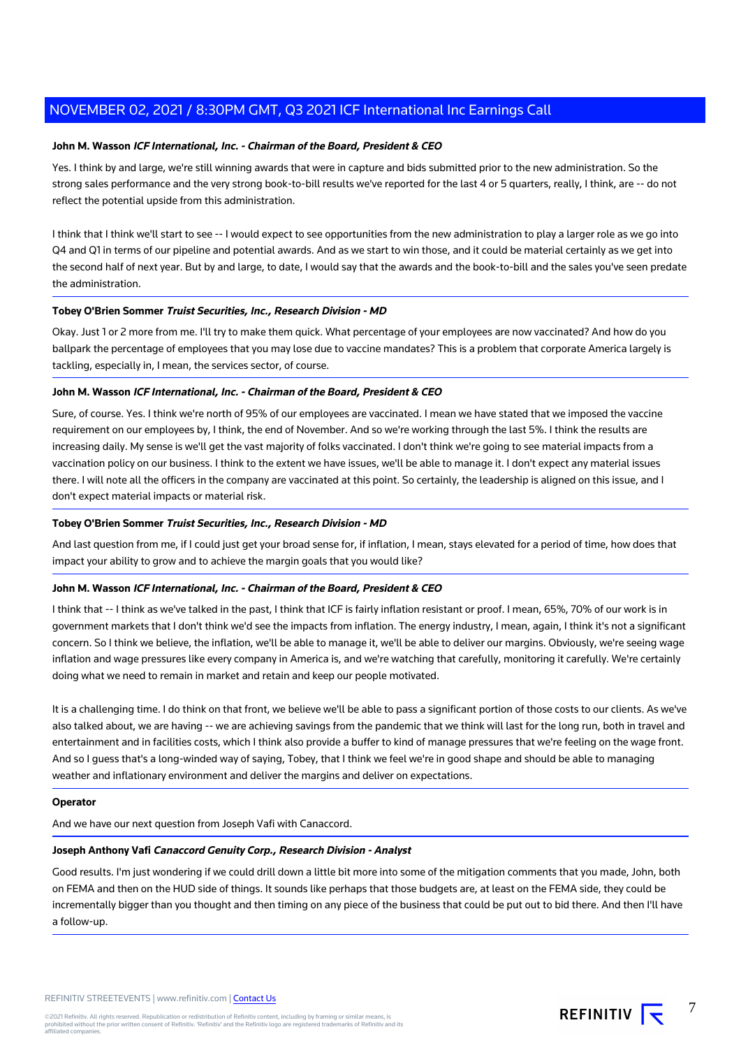**John M. Wasson** ***ICF International, Inc. - Chairman of the Board, President & CEO***

Yes. I think by and large, we're still winning awards that were in capture and bids submitted prior to the new administration. So the strong sales performance and the very strong book-to-bill results we've reported for the last 4 or 5 quarters, really, I think, are -- do not reflect the potential upside from this administration.

I think that I think we'll start to see -- I would expect to see opportunities from the new administration to play a larger role as we go into Q4 and Q1 in terms of our pipeline and potential awards. And as we start to win those, and it could be material certainly as we get into the second half of next year. But by and large, to date, I would say that the awards and the book-to-bill and the sales you've seen predate the administration.

**Tobey O'Brien Sommer** ***Truist Securities, Inc., Research Division - MD***

Okay. Just 1 or 2 more from me. I'll try to make them quick. What percentage of your employees are now vaccinated? And how do you ballpark the percentage of employees that you may lose due to vaccine mandates? This is a problem that corporate America largely is tackling, especially in, I mean, the services sector, of course.

**John M. Wasson** ***ICF International, Inc. - Chairman of the Board, President & CEO***

Sure, of course. Yes. I think we're north of 95% of our employees are vaccinated. I mean we have stated that we imposed the vaccine requirement on our employees by, I think, the end of November. And so we're working through the last 5%. I think the results are increasing daily. My sense is we'll get the vast majority of folks vaccinated. I don't think we're going to see material impacts from a vaccination policy on our business. I think to the extent we have issues, we'll be able to manage it. I don't expect any material issues there. I will note all the officers in the company are vaccinated at this point. So certainly, the leadership is aligned on this issue, and I don't expect material impacts or material risk.

**Tobey O'Brien Sommer** ***Truist Securities, Inc., Research Division - MD***

And last question from me, if I could just get your broad sense for, if inflation, I mean, stays elevated for a period of time, how does that impact your ability to grow and to achieve the margin goals that you would like?

**John M. Wasson** ***ICF International, Inc. - Chairman of the Board, President & CEO***

I think that -- I think as we've talked in the past, I think that ICF is fairly inflation resistant or proof. I mean, 65%, 70% of our work is in government markets that I don't think we'd see the impacts from inflation. The energy industry, I mean, again, I think it's not a significant concern. So I think we believe, the inflation, we'll be able to manage it, we'll be able to deliver our margins. Obviously, we're seeing wage inflation and wage pressures like every company in America is, and we're watching that carefully, monitoring it carefully. We're certainly doing what we need to remain in market and retain and keep our people motivated.

It is a challenging time. I do think on that front, we believe we'll be able to pass a significant portion of those costs to our clients. As we've also talked about, we are having -- we are achieving savings from the pandemic that we think will last for the long run, both in travel and entertainment and in facilities costs, which I think also provide a buffer to kind of manage pressures that we're feeling on the wage front. And so I guess that's a long-winded way of saying, Tobey, that I think we feel we're in good shape and should be able to managing weather and inflationary environment and deliver the margins and deliver on expectations.

**Operator**

And we have our next question from Joseph Vafi with Canaccord.

**Joseph Anthony Vafi** ***Canaccord Genuity Corp., Research Division - Analyst***

Good results. I'm just wondering if we could drill down a little bit more into some of the mitigation comments that you made, John, both on FEMA and then on the HUD side of things. It sounds like perhaps that those budgets are, at least on the FEMA side, they could be incrementally bigger than you thought and then timing on any piece of the business that could be put out to bid there. And then I'll have a follow-up.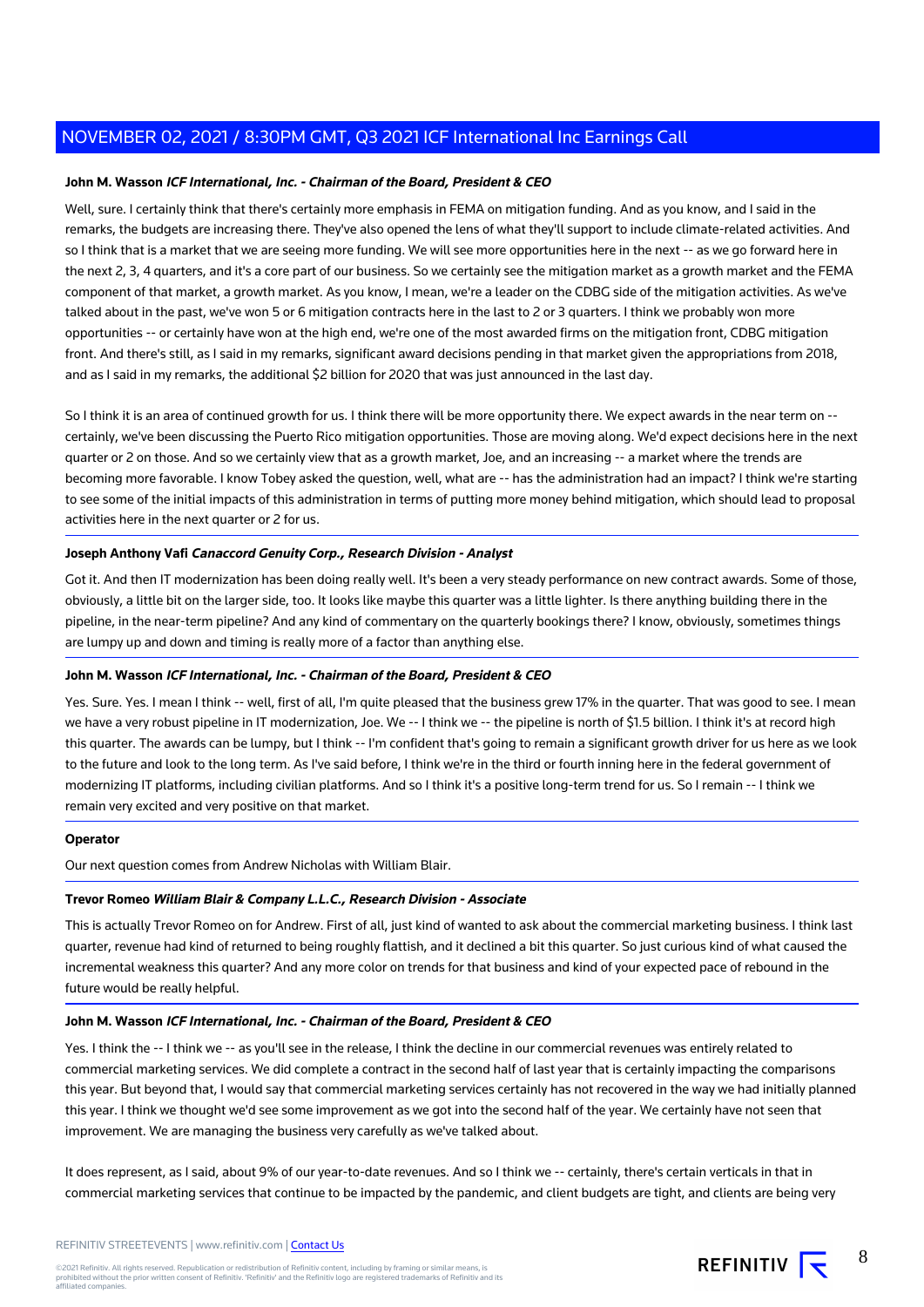**John M. Wasson** ***ICF International, Inc. - Chairman of the Board, President & CEO***

Well, sure. I certainly think that there's certainly more emphasis in FEMA on mitigation funding. And as you know, and I said in the remarks, the budgets are increasing there. They've also opened the lens of what they'll support to include climate-related activities. And so I think that is a market that we are seeing more funding. We will see more opportunities here in the next -- as we go forward here in the next 2, 3, 4 quarters, and it's a core part of our business. So we certainly see the mitigation market as a growth market and the FEMA component of that market, a growth market. As you know, I mean, we're a leader on the CDBG side of the mitigation activities. As we've talked about in the past, we've won 5 or 6 mitigation contracts here in the last to 2 or 3 quarters. I think we probably won more opportunities -- or certainly have won at the high end, we're one of the most awarded firms on the mitigation front, CDBG mitigation front. And there's still, as I said in my remarks, significant award decisions pending in that market given the appropriations from 2018, and as I said in my remarks, the additional $2 billion for 2020 that was just announced in the last day.

So I think it is an area of continued growth for us. I think there will be more opportunity there. We expect awards in the near term on -- certainly, we've been discussing the Puerto Rico mitigation opportunities. Those are moving along. We'd expect decisions here in the next quarter or 2 on those. And so we certainly view that as a growth market, Joe, and an increasing -- a market where the trends are becoming more favorable. I know Tobey asked the question, well, what are -- has the administration had an impact? I think we're starting to see some of the initial impacts of this administration in terms of putting more money behind mitigation, which should lead to proposal activities here in the next quarter or 2 for us.

**Joseph Anthony Vafi** ***Canaccord Genuity Corp., Research Division - Analyst***

Got it. And then IT modernization has been doing really well. It's been a very steady performance on new contract awards. Some of those, obviously, a little bit on the larger side, too. It looks like maybe this quarter was a little lighter. Is there anything building there in the pipeline, in the near-term pipeline? And any kind of commentary on the quarterly bookings there? I know, obviously, sometimes things are lumpy up and down and timing is really more of a factor than anything else.

**John M. Wasson** ***ICF International, Inc. - Chairman of the Board, President & CEO***

Yes. Sure. Yes. I mean I think -- well, first of all, I'm quite pleased that the business grew 17% in the quarter. That was good to see. I mean we have a very robust pipeline in IT modernization, Joe. We -- I think we -- the pipeline is north of $1.5 billion. I think it's at record high this quarter. The awards can be lumpy, but I think -- I'm confident that's going to remain a significant growth driver for us here as we look to the future and look to the long term. As I've said before, I think we're in the third or fourth inning here in the federal government of modernizing IT platforms, including civilian platforms. And so I think it's a positive long-term trend for us. So I remain -- I think we remain very excited and very positive on that market.

**Operator**

Our next question comes from Andrew Nicholas with William Blair.

**Trevor Romeo** ***William Blair & Company L.L.C., Research Division - Associate***

This is actually Trevor Romeo on for Andrew. First of all, just kind of wanted to ask about the commercial marketing business. I think last quarter, revenue had kind of returned to being roughly flattish, and it declined a bit this quarter. So just curious kind of what caused the incremental weakness this quarter? And any more color on trends for that business and kind of your expected pace of rebound in the future would be really helpful.

**John M. Wasson** ***ICF International, Inc. - Chairman of the Board, President & CEO***

Yes. I think the -- I think we -- as you'll see in the release, I think the decline in our commercial revenues was entirely related to commercial marketing services. We did complete a contract in the second half of last year that is certainly impacting the comparisons this year. But beyond that, I would say that commercial marketing services certainly has not recovered in the way we had initially planned this year. I think we thought we'd see some improvement as we got into the second half of the year. We certainly have not seen that improvement. We are managing the business very carefully as we've talked about.

It does represent, as I said, about 9% of our year-to-date revenues. And so I think we -- certainly, there's certain verticals in that in commercial marketing services that continue to be impacted by the pandemic, and client budgets are tight, and clients are being very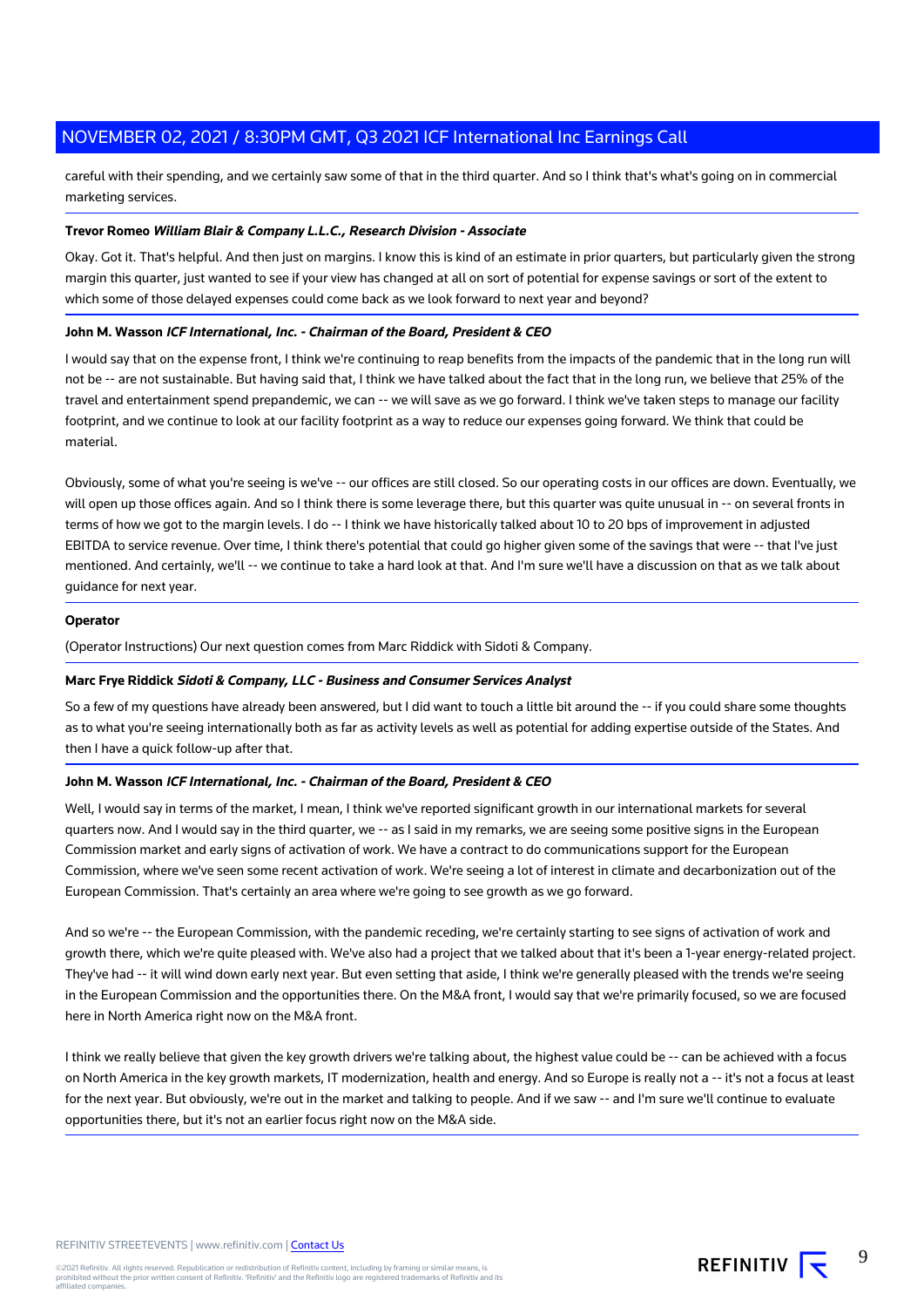careful with their spending, and we certainly saw some of that in the third quarter. And so I think that's what's going on in commercial marketing services.

**Trevor Romeo** ***William Blair & Company L.L.C., Research Division - Associate***

Okay. Got it. That's helpful. And then just on margins. I know this is kind of an estimate in prior quarters, but particularly given the strong margin this quarter, just wanted to see if your view has changed at all on sort of potential for expense savings or sort of the extent to which some of those delayed expenses could come back as we look forward to next year and beyond?

**John M. Wasson** ***ICF International, Inc. - Chairman of the Board, President & CEO***

I would say that on the expense front, I think we're continuing to reap benefits from the impacts of the pandemic that in the long run will not be -- are not sustainable. But having said that, I think we have talked about the fact that in the long run, we believe that 25% of the travel and entertainment spend prepandemic, we can -- we will save as we go forward. I think we've taken steps to manage our facility footprint, and we continue to look at our facility footprint as a way to reduce our expenses going forward. We think that could be material.

Obviously, some of what you're seeing is we've -- our offices are still closed. So our operating costs in our offices are down. Eventually, we will open up those offices again. And so I think there is some leverage there, but this quarter was quite unusual in -- on several fronts in terms of how we got to the margin levels. I do -- I think we have historically talked about 10 to 20 bps of improvement in adjusted EBITDA to service revenue. Over time, I think there's potential that could go higher given some of the savings that were -- that I've just mentioned. And certainly, we'll -- we continue to take a hard look at that. And I'm sure we'll have a discussion on that as we talk about guidance for next year.

**Operator**

(Operator Instructions) Our next question comes from Marc Riddick with Sidoti & Company.

**Marc Frye Riddick** ***Sidoti & Company, LLC - Business and Consumer Services Analyst***

So a few of my questions have already been answered, but I did want to touch a little bit around the -- if you could share some thoughts as to what you're seeing internationally both as far as activity levels as well as potential for adding expertise outside of the States. And then I have a quick follow-up after that.

**John M. Wasson** ***ICF International, Inc. - Chairman of the Board, President & CEO***

Well, I would say in terms of the market, I mean, I think we've reported significant growth in our international markets for several quarters now. And I would say in the third quarter, we -- as I said in my remarks, we are seeing some positive signs in the European Commission market and early signs of activation of work. We have a contract to do communications support for the European Commission, where we've seen some recent activation of work. We're seeing a lot of interest in climate and decarbonization out of the European Commission. That's certainly an area where we're going to see growth as we go forward.

And so we're -- the European Commission, with the pandemic receding, we're certainly starting to see signs of activation of work and growth there, which we're quite pleased with. We've also had a project that we talked about that it's been a 1-year energy-related project. They've had -- it will wind down early next year. But even setting that aside, I think we're generally pleased with the trends we're seeing in the European Commission and the opportunities there. On the M&A front, I would say that we're primarily focused, so we are focused here in North America right now on the M&A front.

I think we really believe that given the key growth drivers we're talking about, the highest value could be -- can be achieved with a focus on North America in the key growth markets, IT modernization, health and energy. And so Europe is really not a -- it's not a focus at least for the next year. But obviously, we're out in the market and talking to people. And if we saw -- and I'm sure we'll continue to evaluate opportunities there, but it's not an earlier focus right now on the M&A side.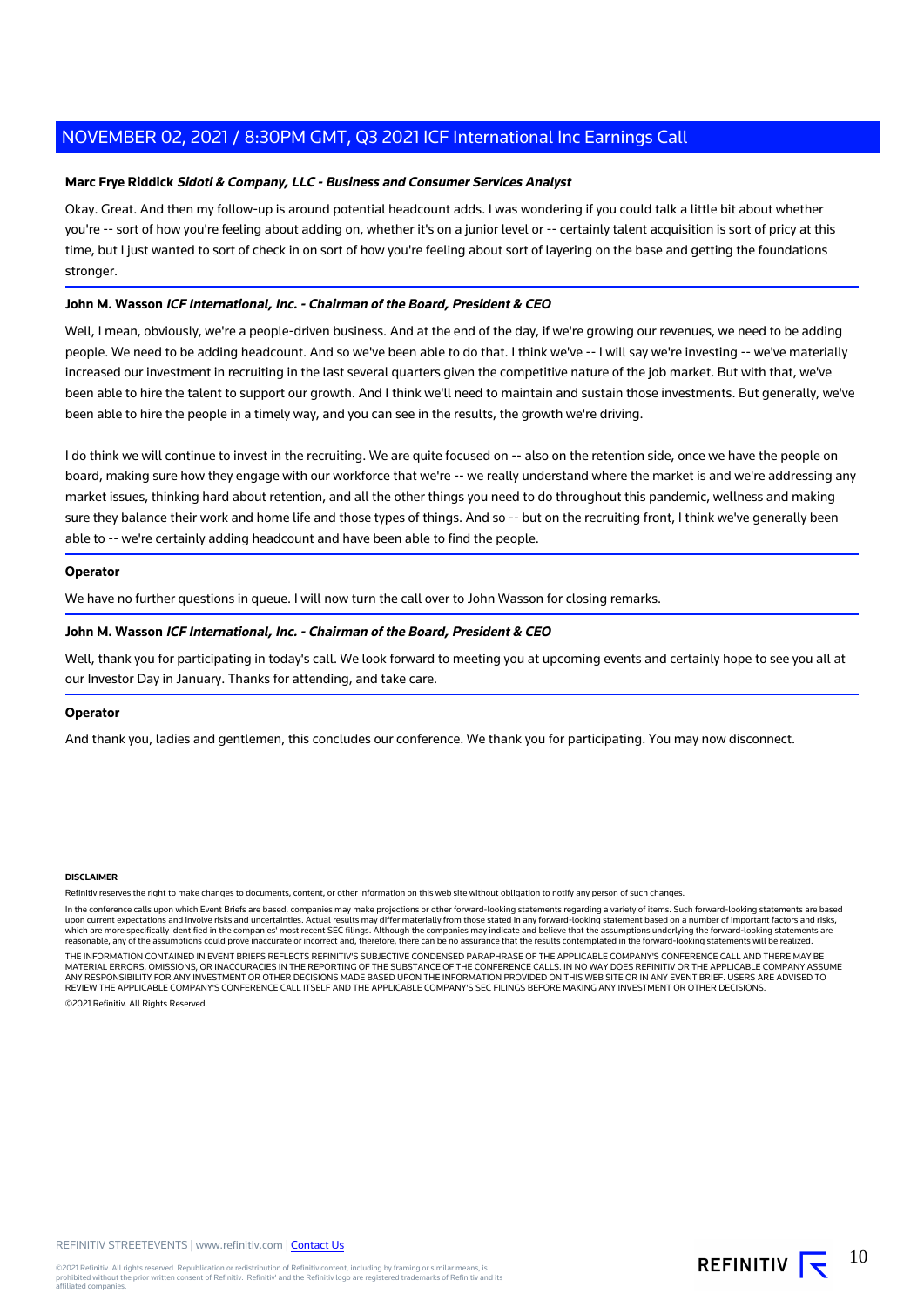**Marc Frye Riddick** ***Sidoti & Company, LLC - Business and Consumer Services Analyst***

Okay. Great. And then my follow-up is around potential headcount adds. I was wondering if you could talk a little bit about whether you're -- sort of how you're feeling about adding on, whether it's on a junior level or -- certainly talent acquisition is sort of pricy at this time, but I just wanted to sort of check in on sort of how you're feeling about sort of layering on the base and getting the foundations stronger.

**John M. Wasson** ***ICF International, Inc. - Chairman of the Board, President & CEO***

Well, I mean, obviously, we're a people-driven business. And at the end of the day, if we're growing our revenues, we need to be adding people. We need to be adding headcount. And so we've been able to do that. I think we've -- I will say we're investing -- we've materially increased our investment in recruiting in the last several quarters given the competitive nature of the job market. But with that, we've been able to hire the talent to support our growth. And I think we'll need to maintain and sustain those investments. But generally, we've been able to hire the people in a timely way, and you can see in the results, the growth we're driving.

I do think we will continue to invest in the recruiting. We are quite focused on -- also on the retention side, once we have the people on board, making sure how they engage with our workforce that we're -- we really understand where the market is and we're addressing any market issues, thinking hard about retention, and all the other things you need to do throughout this pandemic, wellness and making sure they balance their work and home life and those types of things. And so -- but on the recruiting front, I think we've generally been able to -- we're certainly adding headcount and have been able to find the people.

**Operator**

We have no further questions in queue. I will now turn the call over to John Wasson for closing remarks.

**John M. Wasson** ***ICF International, Inc. - Chairman of the Board, President & CEO***

Well, thank you for participating in today's call. We look forward to meeting you at upcoming events and certainly hope to see you all at our Investor Day in January. Thanks for attending, and take care.

**Operator**

And thank you, ladies and gentlemen, this concludes our conference. We thank you for participating. You may now disconnect.

**DISCLAIMER**

Refinitiv reserves the right to make changes to documents, content, or other information on this web site without obligation to notify any person of such changes.

In the conference calls upon which Event Briefs are based, companies may make projections or other forward-looking statements regarding a variety of items. Such forward-looking statements are based upon current expectations and involve risks and uncertainties. Actual results may differ materially from those stated in any forward-looking statement based on a number of important factors and risks, which are more specifically identified in the companies' most recent SEC filings. Although the companies may indicate and believe that the assumptions underlying the forward-looking statements are reasonable, any of the assumptions could prove inaccurate or incorrect and, therefore, there can be no assurance that the results contemplated in the forward-looking statements will be realized.

THE INFORMATION CONTAINED IN EVENT BRIEFS REFLECTS REFINITIV'S SUBJECTIVE CONDENSED PARAPHRASE OF THE APPLICABLE COMPANY'S CONFERENCE CALL AND THERE MAY BE MATERIAL ERRORS, OMISSIONS, OR INACCURACIES IN THE REPORTING OF THE SUBSTANCE OF THE CONFERENCE CALLS. IN NO WAY DOES REFINITIV OR THE APPLICABLE COMPANY ASSUME ANY RESPONSIBILITY FOR ANY INVESTMENT OR OTHER DECISIONS MADE BASED UPON THE INFORMATION PROVIDED ON THIS WEB SITE OR IN ANY EVENT BRIEF. USERS ARE ADVISED TO REVIEW THE APPLICABLE COMPANY'S CONFERENCE CALL ITSELF AND THE APPLICABLE COMPANY'S SEC FILINGS BEFORE MAKING ANY INVESTMENT OR OTHER DECISIONS.

©2021 Refinitiv. All Rights Reserved.